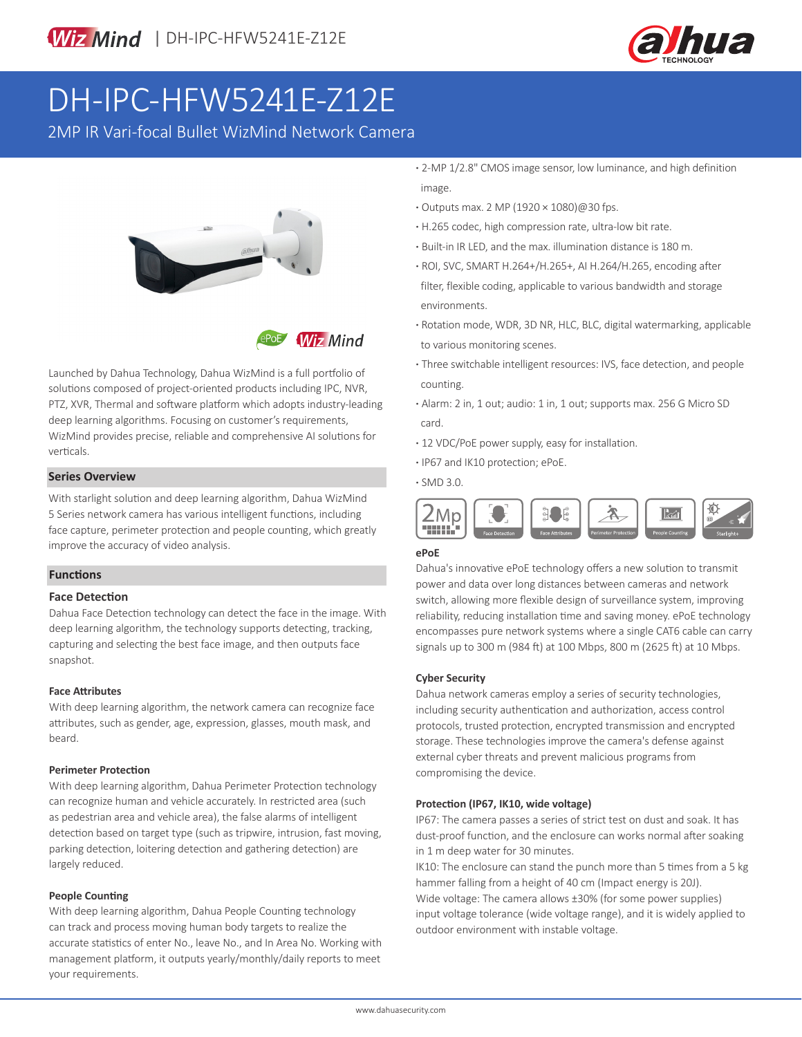# DH-IPC-HFW5241E-Z12E

2MP IR Vari-focal Bullet WizMind Network Camera

Launched by Dahua Technology, Dahua WizMind is a full portfolio of solutions composed of project-oriented products including IPC, NVR, PTZ, XVR, Thermal and software platform which adopts industry-leading deep learning algorithms. Focusing on customer's requirements, WizMind provides precise, reliable and comprehensive AI solutions for verticals.

## Series Overview

With starlight solution and deep learning algorithm, Dahua WizMind 5 Series network camera has various intelligent functions, including face capture, perimeter protection and people counting, which greatly improve the accuracy of video analysis.

## Functions

### Face Detection

Dahua Face Detection technology can detect the face in the image. With deep learning algorithm, the technology supports detecting, tracking, capturing and selecting the best face image, and then outputs face snapshot.

### Face Attributes

With deep learning algorithm, the network camera can recognize face attributes, such as gender, age, expression, glasses, mouth mask, and beard.

### Perimeter Protection

With deep learning algorithm, Dahua Perimeter Protection technology can recognize human and vehicle accurately. In restricted area (such as pedestrian area and vehicle area), the false alarms of intelligent detection based on target type (such as tripwire, intrusion, fast moving, parking detection, loitering detection and gathering detection) are largely reduced.

### People Counting

With deep learning algorithm, Dahua People Counting technology can track and process moving human body targets to realize the accurate statistics of enter No., leave No., and In Area No. Working with management platform, it outputs yearly/monthly/daily reports to meet your requirements.

- 2-MP 1/2.8" CMOS image sensor, low luminance, and high definition image.
- Outputs max. 2 MP (1920 × 1080)@30 fps.
- H.265 codec, high compression rate, ultra-low bit rate.
- Built-in IR LED, and the max. illumination distance is 180 m.
- ROI, SVC, SMART H.264+/H.265+, AI H.264/H.265, encoding after filter, flexible coding, applicable to various bandwidth and storage environments.
- Rotation mode, WDR, 3D NR, HLC, BLC, digital watermarking, applicable to various monitoring scenes.
- Three switchable intelligent resources: IVS, face detection, and people counting.
- Alarm: 2 in, 1 out; audio: 1 in, 1 out; supports max. 256 G Micro SD card.
- 12 VDC/PoE power supply, easy for installation.
- IP67 and IK10 protection; ePoE.
- SMD 3.0.

2Mp | Face Detection | Face Attributes | Perimeter Protection | People Counting | Starlight+

### ePoE

Dahua's innovative ePoE technology offers a new solution to transmit power and data over long distances between cameras and network switch, allowing more flexible design of surveillance system, improving reliability, reducing installation time and saving money. ePoE technology encompasses pure network systems where a single CAT6 cable can carry signals up to 300 m (984 ft) at 100 Mbps, 800 m (2625 ft) at 10 Mbps.

### Cyber Security

Dahua network cameras employ a series of security technologies, including security authentication and authorization, access control protocols, trusted protection, encrypted transmission and encrypted storage. These technologies improve the camera's defense against external cyber threats and prevent malicious programs from compromising the device.

### Protection (IP67, IK10, wide voltage)

IP67: The camera passes a series of strict test on dust and soak. It has dust-proof function, and the enclosure can works normal after soaking in 1 m deep water for 30 minutes.

IK10: The enclosure can stand the punch more than 5 times from a 5 kg hammer falling from a height of 40 cm (Impact energy is 20J).

Wide voltage: The camera allows ±30% (for some power supplies) input voltage tolerance (wide voltage range), and it is widely applied to outdoor environment with instable voltage.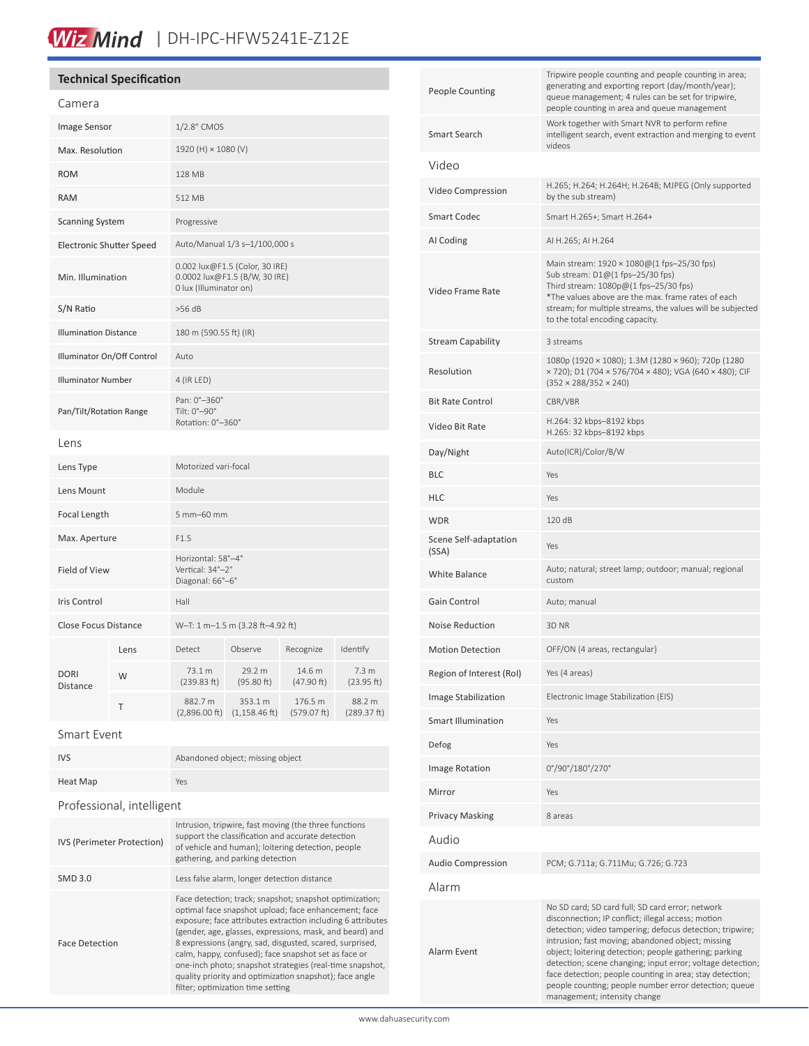## Technical Specification

### Camera

| | |
|---|---|
| Image Sensor | 1/2.8" CMOS |
| Max. Resolution | 1920 (H) × 1080 (V) |
| ROM | 128 MB |
| RAM | 512 MB |
| Scanning System | Progressive |
| Electronic Shutter Speed | Auto/Manual 1/3 s–1/100,000 s |
| Min. Illumination | 0.002 lux@F1.5 (Color, 30 IRE)<br>0.0002 lux@F1.5 (B/W, 30 IRE)<br>0 lux (Illuminator on) |
| S/N Ratio | >56 dB |
| Illumination Distance | 180 m (590.55 ft) (IR) |
| Illuminator On/Off Control | Auto |
| Illuminator Number | 4 (IR LED) |
| Pan/Tilt/Rotation Range | Pan: 0°–360°<br>Tilt: 0°–90°<br>Rotation: 0°–360° |

### Lens

| | | | | | |
|---|---|---|---|---|---|
| Lens Type | Motorized vari-focal | | | | |
| Lens Mount | Module | | | | |
| Focal Length | 5 mm–60 mm | | | | |
| Max. Aperture | F1.5 | | | | |
| Field of View | Horizontal: 58°–4°<br>Vertical: 34°–2°<br>Diagonal: 66°–6° | | | | |
| Iris Control | Hall | | | | |
| Close Focus Distance | W–T: 1 m–1.5 m (3.28 ft–4.92 ft) | | | | |
| DORI Distance | Lens | Detect | Observe | Recognize | Identify |
| | W | 73.1 m (239.83 ft) | 29.2 m (95.80 ft) | 14.6 m (47.90 ft) | 7.3 m (23.95 ft) |
| | T | 882.7 m (2,896.00 ft) | 353.1 m (1,158.46 ft) | 176.5 m (579.07 ft) | 88.2 m (289.37 ft) |

### Smart Event

| | |
|---|---|
| IVS | Abandoned object; missing object |
| Heat Map | Yes |

### Professional, intelligent

| | |
|---|---|
| IVS (Perimeter Protection) | Intrusion, tripwire, fast moving (the three functions support the classification and accurate detection of vehicle and human); loitering detection, people gathering, and parking detection |
| SMD 3.0 | Less false alarm, longer detection distance |
| Face Detection | Face detection; track; snapshot; snapshot optimization; optimal face snapshot upload; face enhancement; face exposure; face attributes extraction including 6 attributes (gender, age, glasses, expressions, mask, and beard) and 8 expressions (angry, sad, disgusted, scared, surprised, calm, happy, confused); face snapshot set as face or one-inch photo; snapshot strategies (real-time snapshot, quality priority and optimization snapshot); face angle filter; optimization time setting |
| People Counting | Tripwire people counting and people counting in area; generating and exporting report (day/month/year); queue management; 4 rules can be set for tripwire, people counting in area and queue management |
| Smart Search | Work together with Smart NVR to perform refine intelligent search, event extraction and merging to event videos |

### Video

| | |
|---|---|
| Video Compression | H.265; H.264; H.264H; H.264B; MJPEG (Only supported by the sub stream) |
| Smart Codec | Smart H.265+; Smart H.264+ |
| AI Coding | AI H.265; AI H.264 |
| Video Frame Rate | Main stream: 1920 × 1080@(1 fps–25/30 fps)<br>Sub stream: D1@(1 fps–25/30 fps)<br>Third stream: 1080p@(1 fps–25/30 fps)<br>*The values above are the max. frame rates of each stream; for multiple streams, the values will be subjected to the total encoding capacity. |
| Stream Capability | 3 streams |
| Resolution | 1080p (1920 × 1080); 1.3M (1280 × 960); 720p (1280 × 720); D1 (704 × 576/704 × 480); VGA (640 × 480); CIF (352 × 288/352 × 240) |
| Bit Rate Control | CBR/VBR |
| Video Bit Rate | H.264: 32 kbps–8192 kbps<br>H.265: 32 kbps–8192 kbps |
| Day/Night | Auto(ICR)/Color/B/W |
| BLC | Yes |
| HLC | Yes |
| WDR | 120 dB |
| Scene Self-adaptation (SSA) | Yes |
| White Balance | Auto; natural; street lamp; outdoor; manual; regional custom |
| Gain Control | Auto; manual |
| Noise Reduction | 3D NR |
| Motion Detection | OFF/ON (4 areas, rectangular) |
| Region of Interest (RoI) | Yes (4 areas) |
| Image Stabilization | Electronic Image Stabilization (EIS) |
| Smart Illumination | Yes |
| Defog | Yes |
| Image Rotation | 0°/90°/180°/270° |
| Mirror | Yes |
| Privacy Masking | 8 areas |

### Audio

| | |
|---|---|
| Audio Compression | PCM; G.711a; G.711Mu; G.726; G.723 |

### Alarm

| | |
|---|---|
| Alarm Event | No SD card; SD card full; SD card error; network disconnection; IP conflict; illegal access; motion detection; video tampering; defocus detection; tripwire; intrusion; fast moving; abandoned object; missing object; loitering detection; people gathering; parking detection; scene changing; input error; voltage detection; face detection; people counting in area; stay detection; people counting; people number error detection; queue management; intensity change |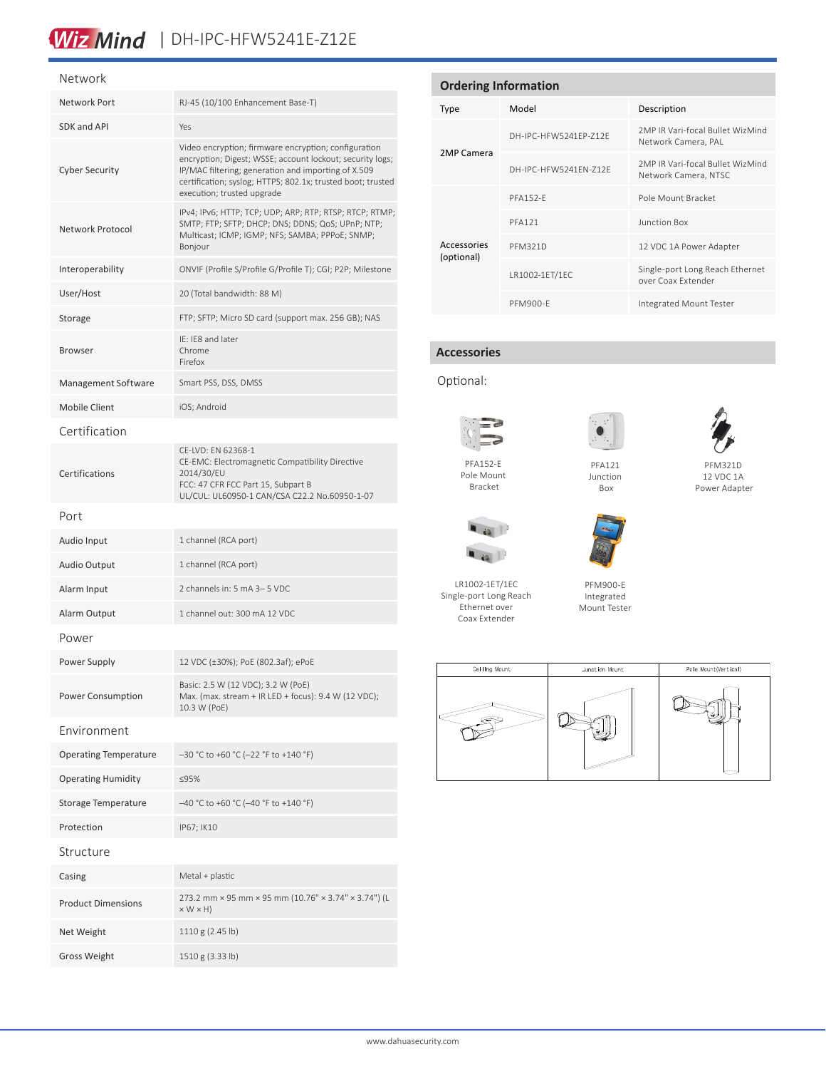# DH-IPC-HFW5241E-Z12E

## Network

| | |
|---|---|
| Network Port | RJ-45 (10/100 Enhancement Base-T) |
| SDK and API | Yes |
| Cyber Security | Video encryption; firmware encryption; configuration encryption; Digest; WSSE; account lockout; security logs; IP/MAC filtering; generation and importing of X.509 certification; syslog; HTTPS; 802.1x; trusted boot; trusted execution; trusted upgrade |
| Network Protocol | IPv4; IPv6; HTTP; TCP; UDP; ARP; RTP; RTSP; RTCP; RTMP; SMTP; FTP; SFTP; DHCP; DNS; DDNS; QoS; UPnP; NTP; Multicast; ICMP; IGMP; NFS; SAMBA; PPPoE; SNMP; Bonjour |
| Interoperability | ONVIF (Profile S/Profile G/Profile T); CGI; P2P; Milestone |
| User/Host | 20 (Total bandwidth: 88 M) |
| Storage | FTP; SFTP; Micro SD card (support max. 256 GB); NAS |
| Browser | IE: IE8 and later<br>Chrome<br>Firefox |
| Management Software | Smart PSS, DSS, DMSS |
| Mobile Client | iOS; Android |

## Certification

| | |
|---|---|
| Certifications | CE-LVD: EN 62368-1<br>CE-EMC: Electromagnetic Compatibility Directive 2014/30/EU<br>FCC: 47 CFR FCC Part 15, Subpart B<br>UL/CUL: UL60950-1 CAN/CSA C22.2 No.60950-1-07 |

## Port

| | |
|---|---|
| Audio Input | 1 channel (RCA port) |
| Audio Output | 1 channel (RCA port) |
| Alarm Input | 2 channels in: 5 mA 3– 5 VDC |
| Alarm Output | 1 channel out: 300 mA 12 VDC |

## Power

| | |
|---|---|
| Power Supply | 12 VDC (±30%); PoE (802.3af); ePoE |
| Power Consumption | Basic: 2.5 W (12 VDC); 3.2 W (PoE)<br>Max. (max. stream + IR LED + focus): 9.4 W (12 VDC); 10.3 W (PoE) |

## Environment

| | |
|---|---|
| Operating Temperature | –30 °C to +60 °C (–22 °F to +140 °F) |
| Operating Humidity | ≤95% |
| Storage Temperature | –40 °C to +60 °C (–40 °F to +140 °F) |
| Protection | IP67; IK10 |

## Structure

| | |
|---|---|
| Casing | Metal + plastic |
| Product Dimensions | 273.2 mm × 95 mm × 95 mm (10.76" × 3.74" × 3.74") (L × W × H) |
| Net Weight | 1110 g (2.45 lb) |
| Gross Weight | 1510 g (3.33 lb) |

## Ordering Information

| Type | Model | Description |
|---|---|---|
| 2MP Camera | DH-IPC-HFW5241EP-Z12E | 2MP IR Vari-focal Bullet WizMind Network Camera, PAL |
| | DH-IPC-HFW5241EN-Z12E | 2MP IR Vari-focal Bullet WizMind Network Camera, NTSC |
| Accessories (optional) | PFA152-E | Pole Mount Bracket |
| | PFA121 | Junction Box |
| | PFM321D | 12 VDC 1A Power Adapter |
| | LR1002-1ET/1EC | Single-port Long Reach Ethernet over Coax Extender |
| | PFM900-E | Integrated Mount Tester |

## Accessories

Optional:

PFA152-E Pole Mount Bracket

PFA121 Junction Box

PFM321D 12 VDC 1A Power Adapter

LR1002-1ET/1EC Single-port Long Reach Ethernet over Coax Extender

PFM900-E Integrated Mount Tester

| Ceiling Mount | Junction Mount | Pole Mount(Vertical) |
|---|---|---|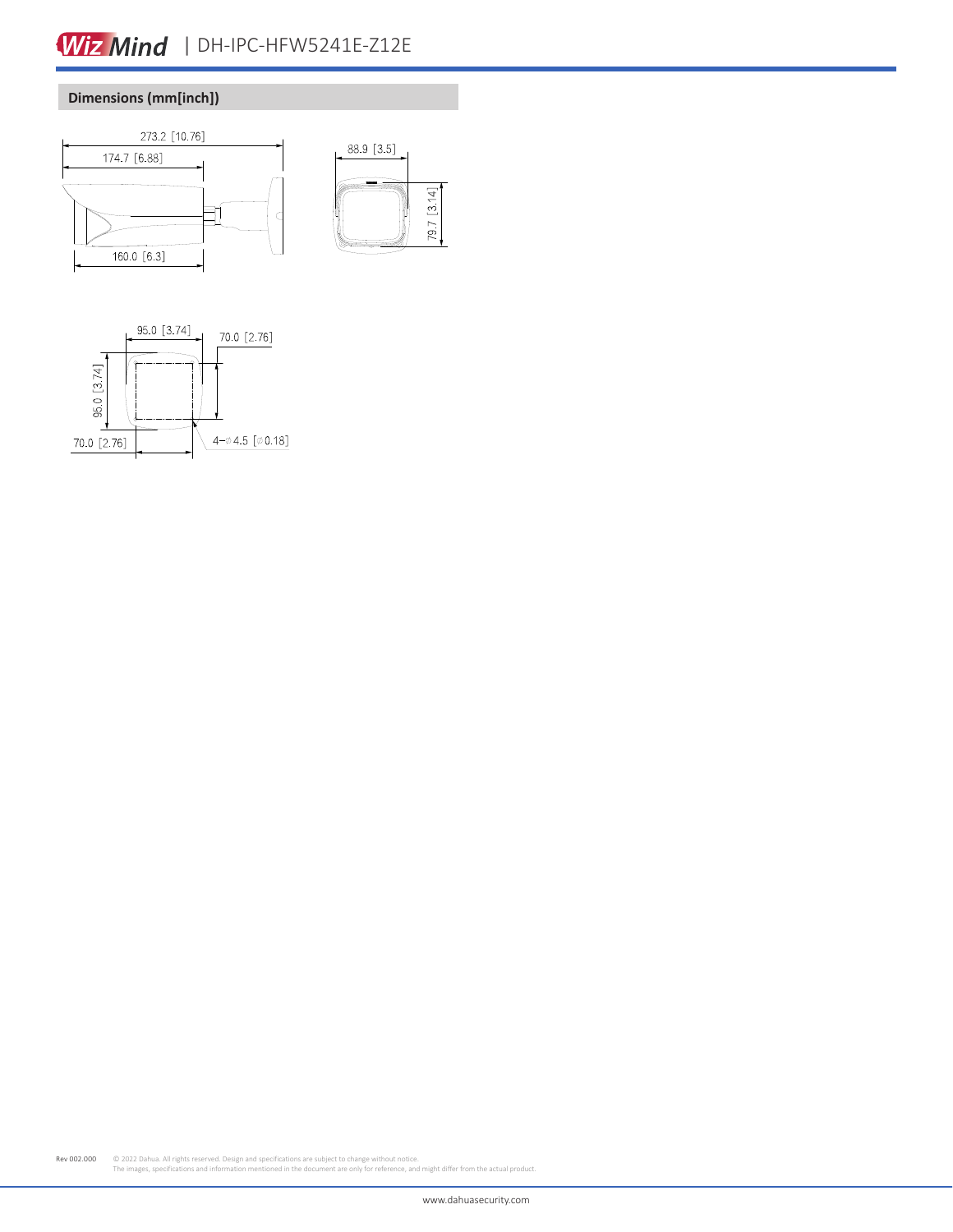## Dimensions (mm[inch])

273.2 [10.76]
174.7 [6.88]
160.0 [6.3]
88.9 [3.5]
79.7 [3.14]

95.0 [3.74]
70.0 [2.76]
95.0 [3.74]
70.0 [2.76]
4–∅4.5 [∅0.18]

Rev 002.000 © 2022 Dahua. All rights reserved. Design and specifications are subject to change without notice.
The images, specifications and information mentioned in the document are only for reference, and might differ from the actual product.

www.dahuasecurity.com